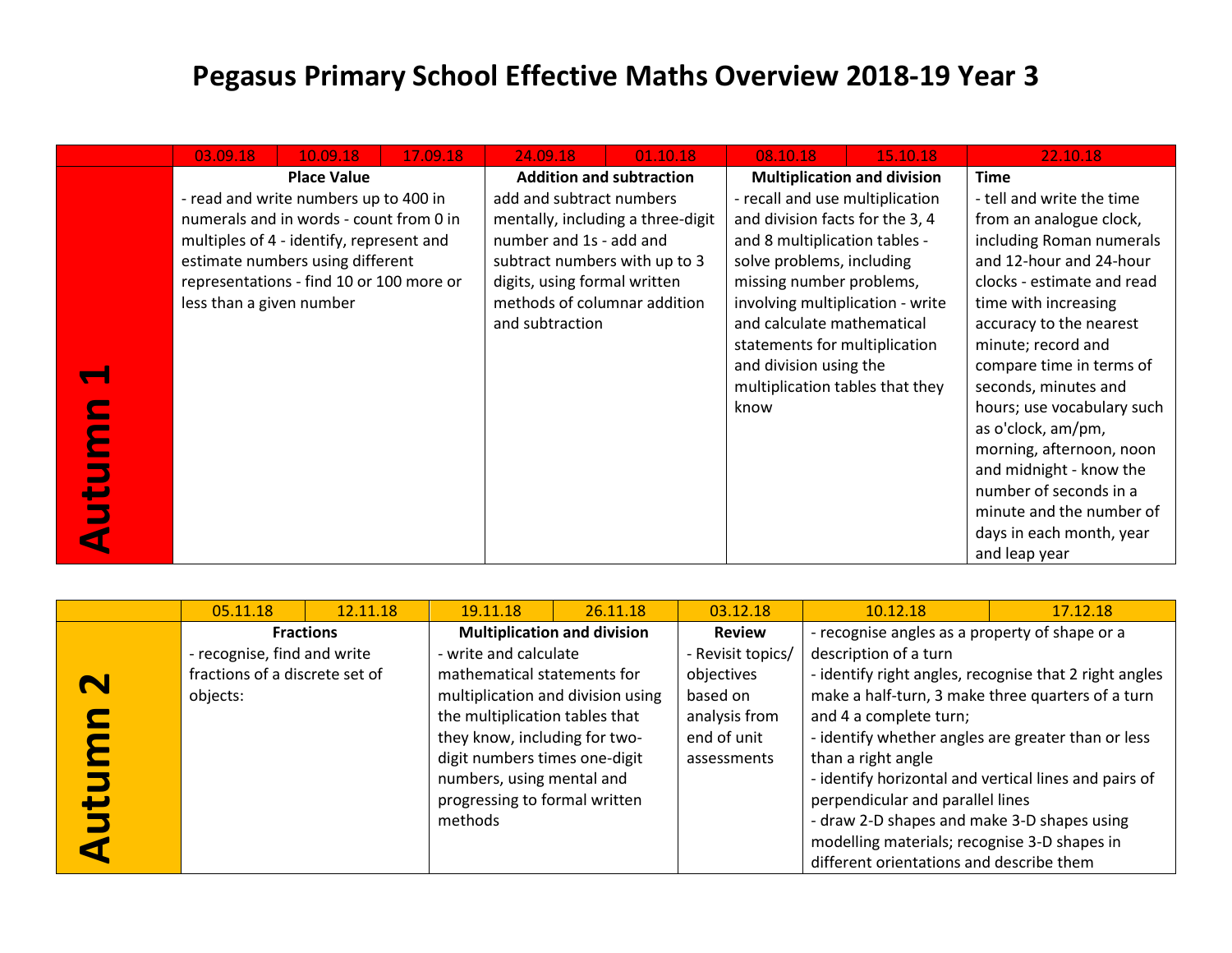# Pegasus Primary School Effective Maths Overview 2018-19 Year 3

| | 03.09.18 | 10.09.18 | 17.09.18 | 24.09.18 | 01.10.18 | 08.10.18 | 15.10.18 | 22.10.18 |
|---|---|---|---|---|---|---|---|---|
| **Autumn 1** | **Place Value**<br>- read and write numbers up to 400 in numerals and in words - count from 0 in multiples of 4 - identify, represent and estimate numbers using different representations - find 10 or 100 more or less than a given number | | | **Addition and subtraction**<br>add and subtract numbers mentally, including a three-digit number and 1s - add and subtract numbers with up to 3 digits, using formal written methods of columnar addition and subtraction | | **Multiplication and division**<br>- recall and use multiplication and division facts for the 3, 4 and 8 multiplication tables - solve problems, including missing number problems, involving multiplication - write and calculate mathematical statements for multiplication and division using the multiplication tables that they know | | **Time**<br>- tell and write the time from an analogue clock, including Roman numerals and 12-hour and 24-hour clocks - estimate and read time with increasing accuracy to the nearest minute; record and compare time in terms of seconds, minutes and hours; use vocabulary such as o'clock, am/pm, morning, afternoon, noon and midnight - know the number of seconds in a minute and the number of days in each month, year and leap year |

| | 05.11.18 | 12.11.18 | 19.11.18 | 26.11.18 | 03.12.18 | 10.12.18 | 17.12.18 |
|---|---|---|---|---|---|---|---|
| **Autumn 2** | **Fractions**<br>- recognise, find and write fractions of a discrete set of objects: | | **Multiplication and division**<br>- write and calculate mathematical statements for multiplication and division using the multiplication tables that they know, including for two-digit numbers times one-digit numbers, using mental and progressing to formal written methods | | **Review**<br>- Revisit topics/ objectives based on analysis from end of unit assessments | - recognise angles as a property of shape or a description of a turn<br>- identify right angles, recognise that 2 right angles make a half-turn, 3 make three quarters of a turn and 4 a complete turn;<br>- identify whether angles are greater than or less than a right angle<br>- identify horizontal and vertical lines and pairs of perpendicular and parallel lines<br>- draw 2-D shapes and make 3-D shapes using modelling materials; recognise 3-D shapes in different orientations and describe them | |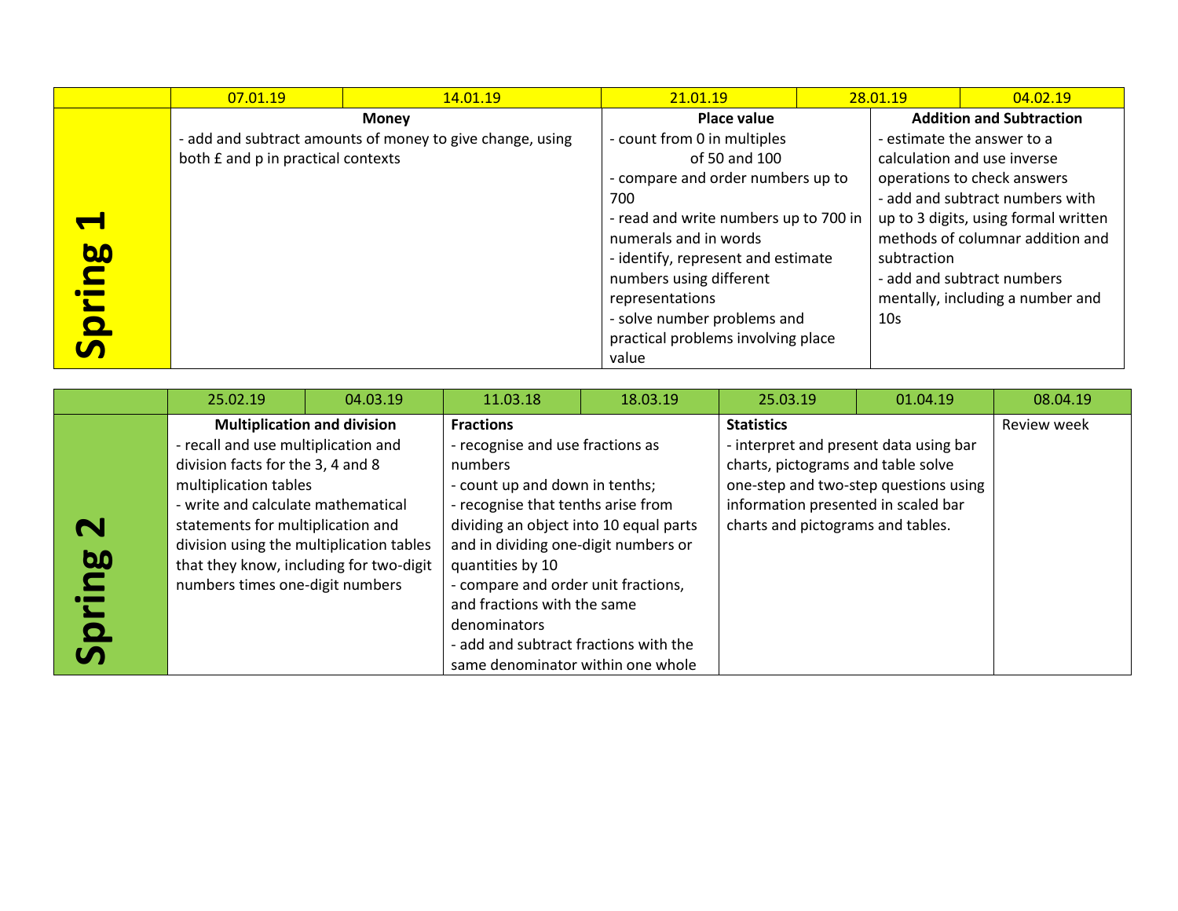| | 07.01.19 | 14.01.19 | 21.01.19 | 28.01.19 | 04.02.19 |
|---|---|---|---|---|---|
| **Spring 1** | **Money**<br>- add and subtract amounts of money to give change, using both £ and p in practical contexts | | **Place value**<br>- count from 0 in multiples of 50 and 100<br>- compare and order numbers up to 700<br>- read and write numbers up to 700 in numerals and in words<br>- identify, represent and estimate numbers using different representations<br>- solve number problems and practical problems involving place value | | **Addition and Subtraction**<br>- estimate the answer to a calculation and use inverse operations to check answers<br>- add and subtract numbers with up to 3 digits, using formal written methods of columnar addition and subtraction<br>- add and subtract numbers mentally, including a number and 10s |

| | 25.02.19 | 04.03.19 | 11.03.18 | 18.03.19 | 25.03.19 | 01.04.19 | 08.04.19 |
|---|---|---|---|---|---|---|---|
| **Spring 2** | **Multiplication and division**<br>- recall and use multiplication and division facts for the 3, 4 and 8 multiplication tables<br>- write and calculate mathematical statements for multiplication and division using the multiplication tables that they know, including for two-digit numbers times one-digit numbers | | **Fractions**<br>- recognise and use fractions as numbers<br>- count up and down in tenths;<br>- recognise that tenths arise from dividing an object into 10 equal parts and in dividing one-digit numbers or quantities by 10<br>- compare and order unit fractions, and fractions with the same denominators<br>- add and subtract fractions with the same denominator within one whole | | **Statistics**<br>- interpret and present data using bar charts, pictograms and table solve one-step and two-step questions using information presented in scaled bar charts and pictograms and tables. | | Review week |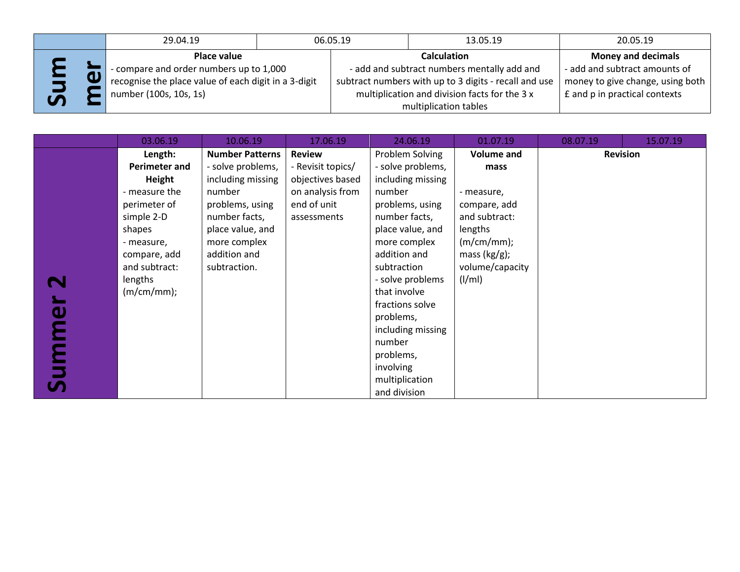| Summer | 29.04.19 | 06.05.19 | 13.05.19 | 20.05.19 |
|---|---|---|---|---|
| | **Place value**<br>- compare and order numbers up to 1,000 recognise the place value of each digit in a 3-digit number (100s, 10s, 1s) | | **Calculation**<br>- add and subtract numbers mentally add and subtract numbers with up to 3 digits - recall and use multiplication and division facts for the 3 x multiplication tables | **Money and decimals**<br>- add and subtract amounts of money to give change, using both £ and p in practical contexts |

| Summer 2 | 03.06.19 | 10.06.19 | 17.06.19 | 24.06.19 | 01.07.19 | 08.07.19 | 15.07.19 |
|---|---|---|---|---|---|---|---|
| | **Length: Perimeter and Height**<br>- measure the perimeter of simple 2-D shapes<br>- measure, compare, add and subtract: lengths (m/cm/mm); | **Number Patterns**<br>- solve problems, including missing number problems, using number facts, place value, and more complex addition and subtraction. | **Review**<br>- Revisit topics/ objectives based on analysis from end of unit assessments | Problem Solving<br>- solve problems, including missing number problems, using number facts, place value, and more complex addition and subtraction<br>- solve problems that involve fractions solve problems, including missing number problems, involving multiplication and division | **Volume and mass**<br><br>- measure, compare, add and subtract: lengths (m/cm/mm); mass (kg/g); volume/capacity (l/ml) | **Revision** | |